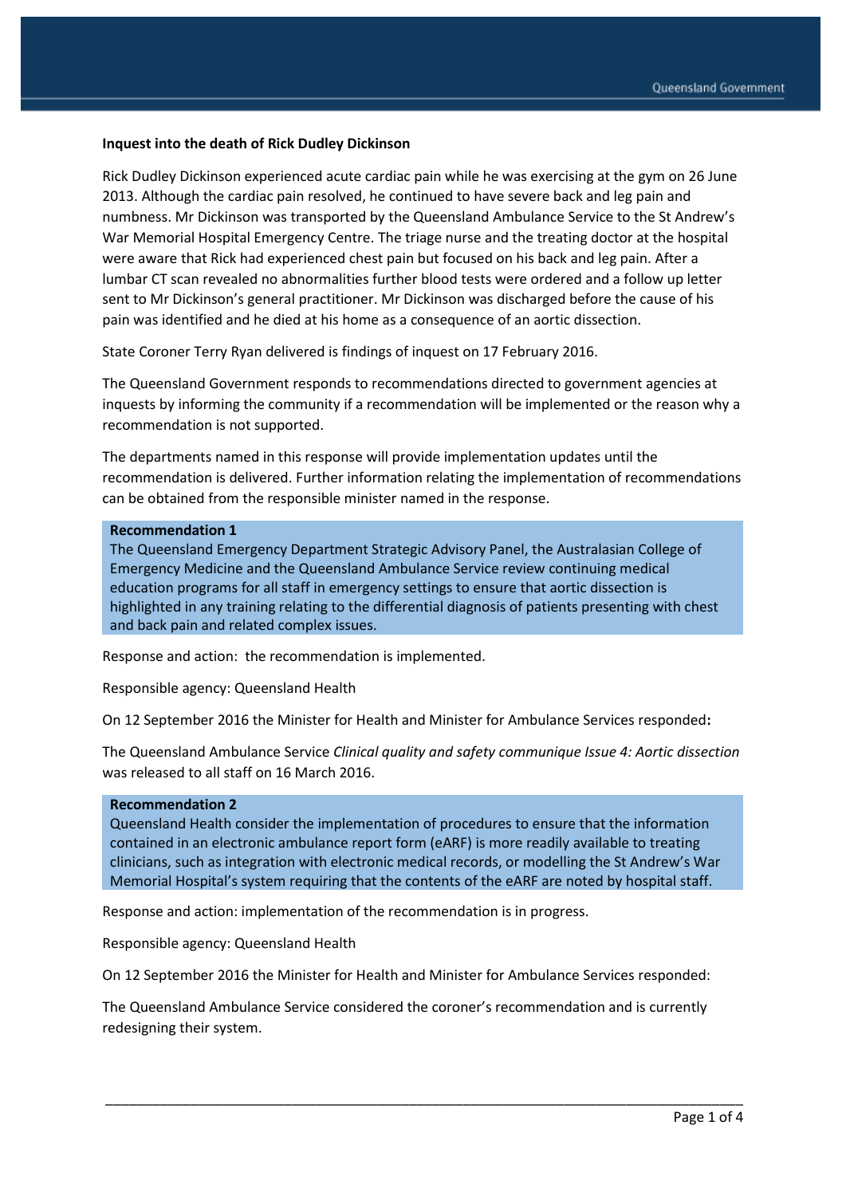**Inquest into the death of Rick Dudley Dickinson**

Rick Dudley Dickinson experienced acute cardiac pain while he was exercising at the gym on 26 June 2013. Although the cardiac pain resolved, he continued to have severe back and leg pain and numbness. Mr Dickinson was transported by the Queensland Ambulance Service to the St Andrew's War Memorial Hospital Emergency Centre. The triage nurse and the treating doctor at the hospital were aware that Rick had experienced chest pain but focused on his back and leg pain. After a lumbar CT scan revealed no abnormalities further blood tests were ordered and a follow up letter sent to Mr Dickinson's general practitioner. Mr Dickinson was discharged before the cause of his pain was identified and he died at his home as a consequence of an aortic dissection.

State Coroner Terry Ryan delivered is findings of inquest on 17 February 2016.

The Queensland Government responds to recommendations directed to government agencies at inquests by informing the community if a recommendation will be implemented or the reason why a recommendation is not supported.

The departments named in this response will provide implementation updates until the recommendation is delivered. Further information relating the implementation of recommendations can be obtained from the responsible minister named in the response.

**Recommendation 1**

The Queensland Emergency Department Strategic Advisory Panel, the Australasian College of Emergency Medicine and the Queensland Ambulance Service review continuing medical education programs for all staff in emergency settings to ensure that aortic dissection is highlighted in any training relating to the differential diagnosis of patients presenting with chest and back pain and related complex issues.

Response and action: the recommendation is implemented.

Responsible agency: Queensland Health

On 12 September 2016 the Minister for Health and Minister for Ambulance Services responded**:**

The Queensland Ambulance Service *Clinical quality and safety communique Issue 4: Aortic dissection* was released to all staff on 16 March 2016.

**Recommendation 2**

Queensland Health consider the implementation of procedures to ensure that the information contained in an electronic ambulance report form (eARF) is more readily available to treating clinicians, such as integration with electronic medical records, or modelling the St Andrew's War Memorial Hospital's system requiring that the contents of the eARF are noted by hospital staff.

Response and action: implementation of the recommendation is in progress.

Responsible agency: Queensland Health

On 12 September 2016 the Minister for Health and Minister for Ambulance Services responded:

The Queensland Ambulance Service considered the coroner's recommendation and is currently redesigning their system.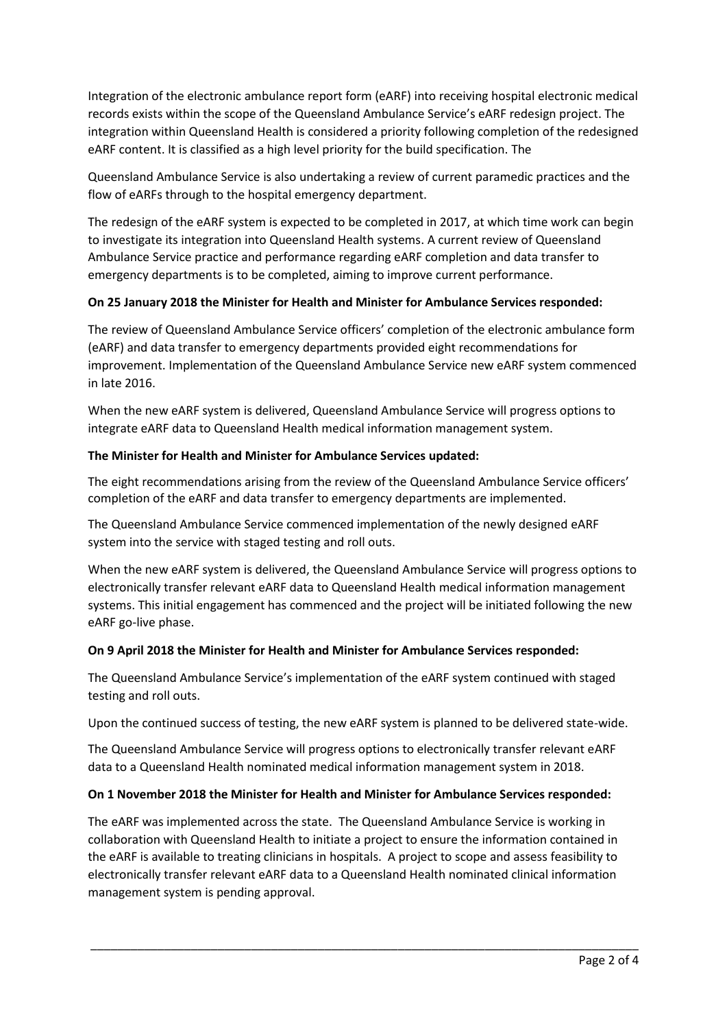Integration of the electronic ambulance report form (eARF) into receiving hospital electronic medical records exists within the scope of the Queensland Ambulance Service's eARF redesign project. The integration within Queensland Health is considered a priority following completion of the redesigned eARF content. It is classified as a high level priority for the build specification. The

Queensland Ambulance Service is also undertaking a review of current paramedic practices and the flow of eARFs through to the hospital emergency department.

The redesign of the eARF system is expected to be completed in 2017, at which time work can begin to investigate its integration into Queensland Health systems. A current review of Queensland Ambulance Service practice and performance regarding eARF completion and data transfer to emergency departments is to be completed, aiming to improve current performance.

**On 25 January 2018 the Minister for Health and Minister for Ambulance Services responded:**

The review of Queensland Ambulance Service officers' completion of the electronic ambulance form (eARF) and data transfer to emergency departments provided eight recommendations for improvement. Implementation of the Queensland Ambulance Service new eARF system commenced in late 2016.

When the new eARF system is delivered, Queensland Ambulance Service will progress options to integrate eARF data to Queensland Health medical information management system.

**The Minister for Health and Minister for Ambulance Services updated:**

The eight recommendations arising from the review of the Queensland Ambulance Service officers' completion of the eARF and data transfer to emergency departments are implemented.

The Queensland Ambulance Service commenced implementation of the newly designed eARF system into the service with staged testing and roll outs.

When the new eARF system is delivered, the Queensland Ambulance Service will progress options to electronically transfer relevant eARF data to Queensland Health medical information management systems. This initial engagement has commenced and the project will be initiated following the new eARF go-live phase.

**On 9 April 2018 the Minister for Health and Minister for Ambulance Services responded:**

The Queensland Ambulance Service's implementation of the eARF system continued with staged testing and roll outs.

Upon the continued success of testing, the new eARF system is planned to be delivered state-wide.

The Queensland Ambulance Service will progress options to electronically transfer relevant eARF data to a Queensland Health nominated medical information management system in 2018.

**On 1 November 2018 the Minister for Health and Minister for Ambulance Services responded:**

The eARF was implemented across the state. The Queensland Ambulance Service is working in collaboration with Queensland Health to initiate a project to ensure the information contained in the eARF is available to treating clinicians in hospitals. A project to scope and assess feasibility to electronically transfer relevant eARF data to a Queensland Health nominated clinical information management system is pending approval.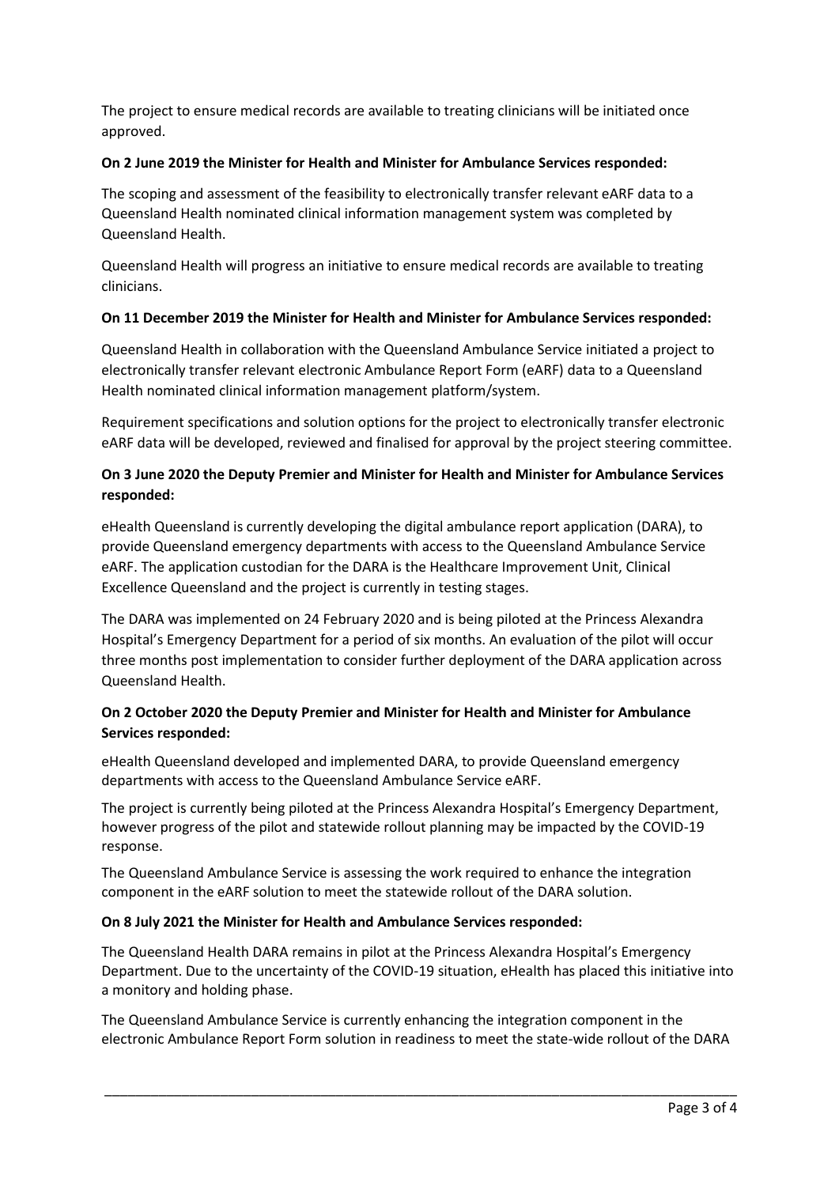The project to ensure medical records are available to treating clinicians will be initiated once approved.

**On 2 June 2019 the Minister for Health and Minister for Ambulance Services responded:**

The scoping and assessment of the feasibility to electronically transfer relevant eARF data to a Queensland Health nominated clinical information management system was completed by Queensland Health.

Queensland Health will progress an initiative to ensure medical records are available to treating clinicians.

**On 11 December 2019 the Minister for Health and Minister for Ambulance Services responded:**

Queensland Health in collaboration with the Queensland Ambulance Service initiated a project to electronically transfer relevant electronic Ambulance Report Form (eARF) data to a Queensland Health nominated clinical information management platform/system.

Requirement specifications and solution options for the project to electronically transfer electronic eARF data will be developed, reviewed and finalised for approval by the project steering committee.

**On 3 June 2020 the Deputy Premier and Minister for Health and Minister for Ambulance Services responded:**

eHealth Queensland is currently developing the digital ambulance report application (DARA), to provide Queensland emergency departments with access to the Queensland Ambulance Service eARF. The application custodian for the DARA is the Healthcare Improvement Unit, Clinical Excellence Queensland and the project is currently in testing stages.

The DARA was implemented on 24 February 2020 and is being piloted at the Princess Alexandra Hospital's Emergency Department for a period of six months. An evaluation of the pilot will occur three months post implementation to consider further deployment of the DARA application across Queensland Health.

**On 2 October 2020 the Deputy Premier and Minister for Health and Minister for Ambulance Services responded:**

eHealth Queensland developed and implemented DARA, to provide Queensland emergency departments with access to the Queensland Ambulance Service eARF.

The project is currently being piloted at the Princess Alexandra Hospital's Emergency Department, however progress of the pilot and statewide rollout planning may be impacted by the COVID-19 response.

The Queensland Ambulance Service is assessing the work required to enhance the integration component in the eARF solution to meet the statewide rollout of the DARA solution.

**On 8 July 2021 the Minister for Health and Ambulance Services responded:**

The Queensland Health DARA remains in pilot at the Princess Alexandra Hospital's Emergency Department. Due to the uncertainty of the COVID-19 situation, eHealth has placed this initiative into a monitory and holding phase.

The Queensland Ambulance Service is currently enhancing the integration component in the electronic Ambulance Report Form solution in readiness to meet the state-wide rollout of the DARA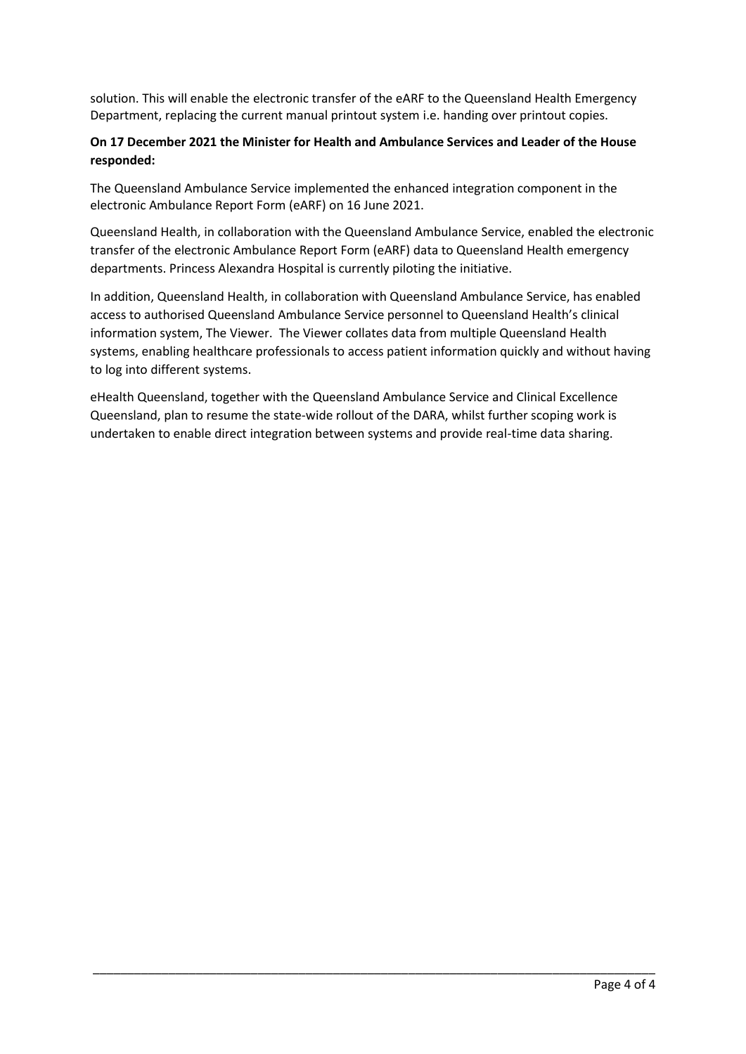solution. This will enable the electronic transfer of the eARF to the Queensland Health Emergency Department, replacing the current manual printout system i.e. handing over printout copies.

**On 17 December 2021 the Minister for Health and Ambulance Services and Leader of the House responded:**

The Queensland Ambulance Service implemented the enhanced integration component in the electronic Ambulance Report Form (eARF) on 16 June 2021.

Queensland Health, in collaboration with the Queensland Ambulance Service, enabled the electronic transfer of the electronic Ambulance Report Form (eARF) data to Queensland Health emergency departments. Princess Alexandra Hospital is currently piloting the initiative.

In addition, Queensland Health, in collaboration with Queensland Ambulance Service, has enabled access to authorised Queensland Ambulance Service personnel to Queensland Health's clinical information system, The Viewer. The Viewer collates data from multiple Queensland Health systems, enabling healthcare professionals to access patient information quickly and without having to log into different systems.

eHealth Queensland, together with the Queensland Ambulance Service and Clinical Excellence Queensland, plan to resume the state-wide rollout of the DARA, whilst further scoping work is undertaken to enable direct integration between systems and provide real-time data sharing.